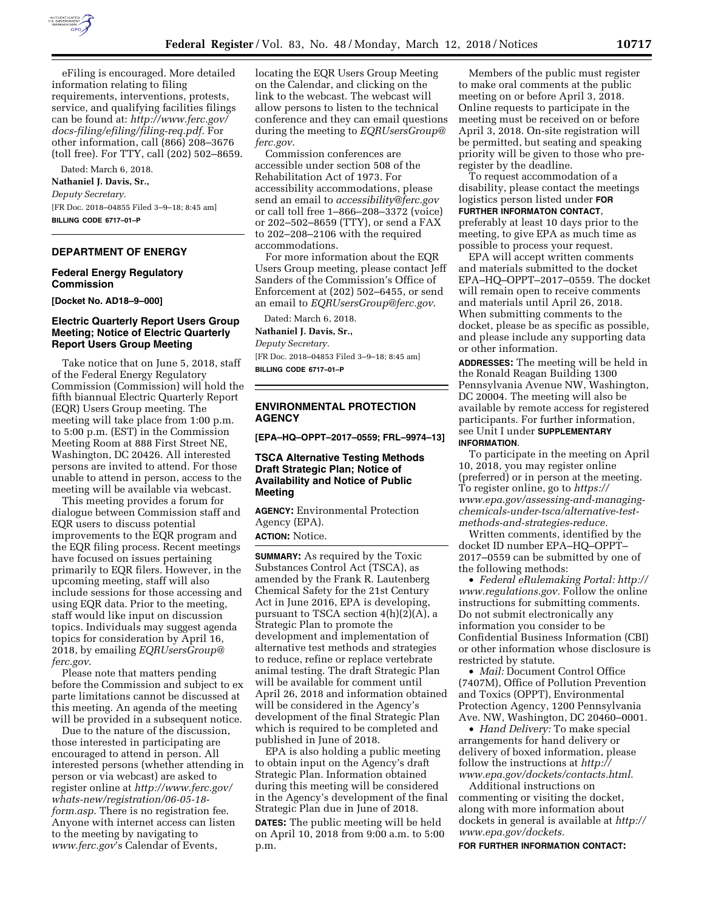eFiling is encouraged. More detailed information relating to filing requirements, interventions, protests, service, and qualifying facilities filings can be found at: *http://www.ferc.gov/docs-filing/efiling/filing-req.pdf*. For other information, call (866) 208–3676 (toll free). For TTY, call (202) 502–8659.

Dated: March 6, 2018.

**Nathaniel J. Davis, Sr.,**

*Deputy Secretary.*

[FR Doc. 2018–04855 Filed 3–9–18; 8:45 am]

**BILLING CODE 6717–01–P**

## DEPARTMENT OF ENERGY

### Federal Energy Regulatory Commission

**[Docket No. AD18–9–000]**

### Electric Quarterly Report Users Group Meeting; Notice of Electric Quarterly Report Users Group Meeting

Take notice that on June 5, 2018, staff of the Federal Energy Regulatory Commission (Commission) will hold the fifth biannual Electric Quarterly Report (EQR) Users Group meeting. The meeting will take place from 1:00 p.m. to 5:00 p.m. (EST) in the Commission Meeting Room at 888 First Street NE, Washington, DC 20426. All interested persons are invited to attend. For those unable to attend in person, access to the meeting will be available via webcast.

This meeting provides a forum for dialogue between Commission staff and EQR users to discuss potential improvements to the EQR program and the EQR filing process. Recent meetings have focused on issues pertaining primarily to EQR filers. However, in the upcoming meeting, staff will also include sessions for those accessing and using EQR data. Prior to the meeting, staff would like input on discussion topics. Individuals may suggest agenda topics for consideration by April 16, 2018, by emailing *EQRUsersGroup@ferc.gov*.

Please note that matters pending before the Commission and subject to ex parte limitations cannot be discussed at this meeting. An agenda of the meeting will be provided in a subsequent notice.

Due to the nature of the discussion, those interested in participating are encouraged to attend in person. All interested persons (whether attending in person or via webcast) are asked to register online at *http://www.ferc.gov/whats-new/registration/06-05-18-form.asp*. There is no registration fee. Anyone with internet access can listen to the meeting by navigating to *www.ferc.gov*'s Calendar of Events, locating the EQR Users Group Meeting on the Calendar, and clicking on the link to the webcast. The webcast will allow persons to listen to the technical conference and they can email questions during the meeting to *EQRUsersGroup@ferc.gov*.

Commission conferences are accessible under section 508 of the Rehabilitation Act of 1973. For accessibility accommodations, please send an email to *accessibility@ferc.gov* or call toll free 1–866–208–3372 (voice) or 202–502–8659 (TTY), or send a FAX to 202–208–2106 with the required accommodations.

For more information about the EQR Users Group meeting, please contact Jeff Sanders of the Commission's Office of Enforcement at (202) 502–6455, or send an email to *EQRUsersGroup@ferc.gov*.

Dated: March 6, 2018.

**Nathaniel J. Davis, Sr.,**

*Deputy Secretary.*

[FR Doc. 2018–04853 Filed 3–9–18; 8:45 am]

**BILLING CODE 6717–01–P**

## ENVIRONMENTAL PROTECTION AGENCY

**[EPA–HQ–OPPT–2017–0559; FRL–9974–13]**

### TSCA Alternative Testing Methods Draft Strategic Plan; Notice of Availability and Notice of Public Meeting

**AGENCY:** Environmental Protection Agency (EPA).

**ACTION:** Notice.

**SUMMARY:** As required by the Toxic Substances Control Act (TSCA), as amended by the Frank R. Lautenberg Chemical Safety for the 21st Century Act in June 2016, EPA is developing, pursuant to TSCA section 4(h)(2)(A), a Strategic Plan to promote the development and implementation of alternative test methods and strategies to reduce, refine or replace vertebrate animal testing. The draft Strategic Plan will be available for comment until April 26, 2018 and information obtained will be considered in the Agency's development of the final Strategic Plan which is required to be completed and published in June of 2018.

EPA is also holding a public meeting to obtain input on the Agency's draft Strategic Plan. Information obtained during this meeting will be considered in the Agency's development of the final Strategic Plan due in June of 2018.

**DATES:** The public meeting will be held on April 10, 2018 from 9:00 a.m. to 5:00 p.m.

Members of the public must register to make oral comments at the public meeting on or before April 3, 2018. Online requests to participate in the meeting must be received on or before April 3, 2018. On-site registration will be permitted, but seating and speaking priority will be given to those who pre-register by the deadline.

To request accommodation of a disability, please contact the meetings logistics person listed under **FOR FURTHER INFORMATON CONTACT**, preferably at least 10 days prior to the meeting, to give EPA as much time as possible to process your request.

EPA will accept written comments and materials submitted to the docket EPA–HQ–OPPT–2017–0559. The docket will remain open to receive comments and materials until April 26, 2018. When submitting comments to the docket, please be as specific as possible, and please include any supporting data or other information.

**ADDRESSES:** The meeting will be held in the Ronald Reagan Building 1300 Pennsylvania Avenue NW, Washington, DC 20004. The meeting will also be available by remote access for registered participants. For further information, see Unit I under **SUPPLEMENTARY INFORMATION**.

To participate in the meeting on April 10, 2018, you may register online (preferred) or in person at the meeting. To register online, go to *https://www.epa.gov/assessing-and-managing-chemicals-under-tsca/alternative-test-methods-and-strategies-reduce.*

Written comments, identified by the docket ID number EPA–HQ–OPPT–2017–0559 can be submitted by one of the following methods:

- *Federal eRulemaking Portal: http://www.regulations.gov.* Follow the online instructions for submitting comments. Do not submit electronically any information you consider to be Confidential Business Information (CBI) or other information whose disclosure is restricted by statute.
- *Mail:* Document Control Office (7407M), Office of Pollution Prevention and Toxics (OPPT), Environmental Protection Agency, 1200 Pennsylvania Ave. NW, Washington, DC 20460–0001.
- *Hand Delivery:* To make special arrangements for hand delivery or delivery of boxed information, please follow the instructions at *http://www.epa.gov/dockets/contacts.html.*

Additional instructions on commenting or visiting the docket, along with more information about dockets in general is available at *http://www.epa.gov/dockets.*

**FOR FURTHER INFORMATION CONTACT:**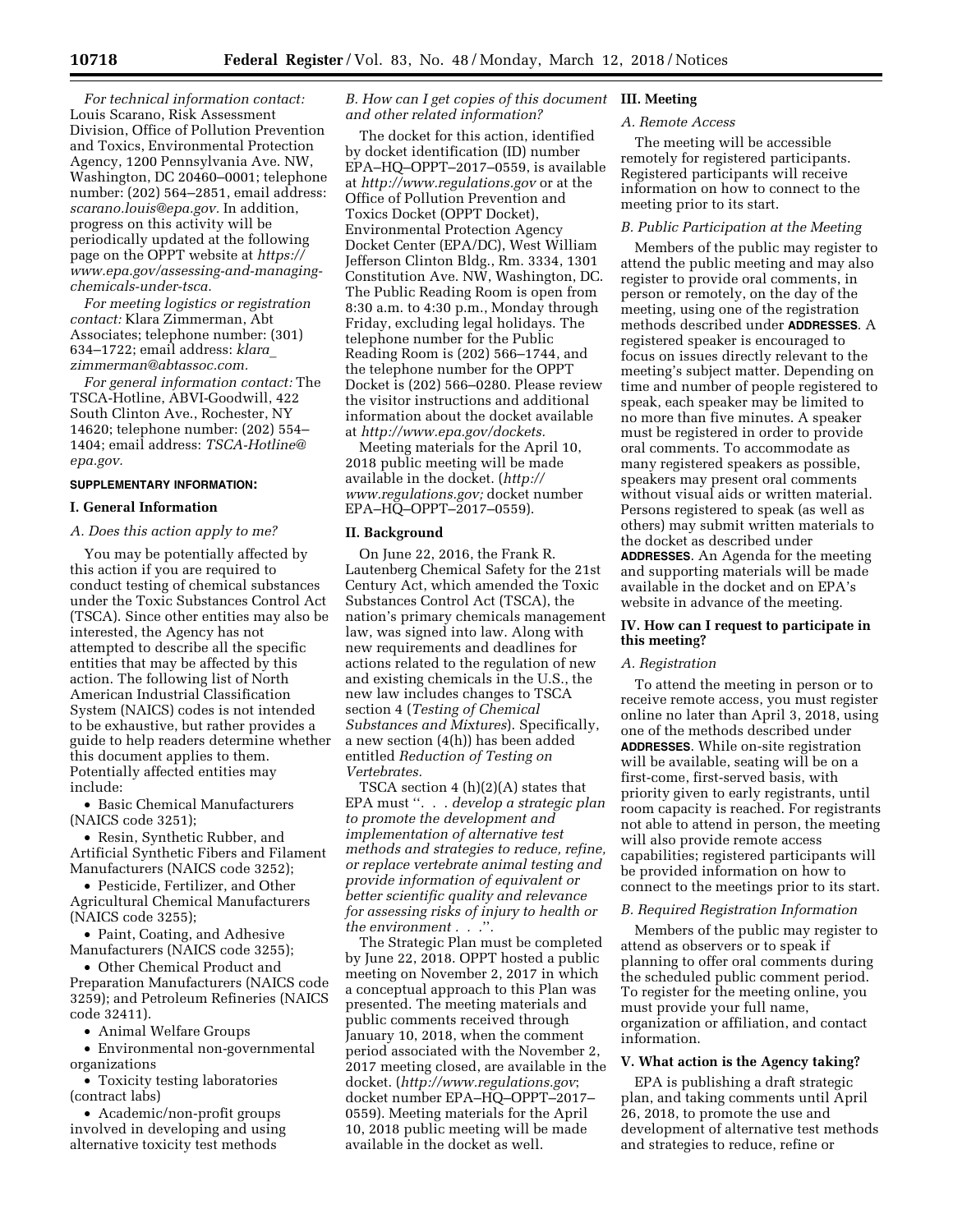*For technical information contact:* Louis Scarano, Risk Assessment Division, Office of Pollution Prevention and Toxics, Environmental Protection Agency, 1200 Pennsylvania Ave. NW, Washington, DC 20460–0001; telephone number: (202) 564–2851, email address: *scarano.louis@epa.gov.* In addition, progress on this activity will be periodically updated at the following page on the OPPT website at *https://www.epa.gov/assessing-and-managing-chemicals-under-tsca.*

*For meeting logistics or registration contact:* Klara Zimmerman, Abt Associates; telephone number: (301) 634–1722; email address: *klara_zimmerman@abtassoc.com.*

*For general information contact:* The TSCA-Hotline, ABVI-Goodwill, 422 South Clinton Ave., Rochester, NY 14620; telephone number: (202) 554–1404; email address: *TSCA-Hotline@epa.gov.*

**SUPPLEMENTARY INFORMATION:**

## I. General Information

### *A. Does this action apply to me?*

You may be potentially affected by this action if you are required to conduct testing of chemical substances under the Toxic Substances Control Act (TSCA). Since other entities may also be interested, the Agency has not attempted to describe all the specific entities that may be affected by this action. The following list of North American Industrial Classification System (NAICS) codes is not intended to be exhaustive, but rather provides a guide to help readers determine whether this document applies to them. Potentially affected entities may include:

- Basic Chemical Manufacturers (NAICS code 3251);
- Resin, Synthetic Rubber, and Artificial Synthetic Fibers and Filament Manufacturers (NAICS code 3252);
- Pesticide, Fertilizer, and Other Agricultural Chemical Manufacturers (NAICS code 3255);
- Paint, Coating, and Adhesive Manufacturers (NAICS code 3255);
- Other Chemical Product and Preparation Manufacturers (NAICS code 3259); and Petroleum Refineries (NAICS code 32411).
- Animal Welfare Groups
- Environmental non-governmental organizations
- Toxicity testing laboratories (contract labs)
- Academic/non-profit groups involved in developing and using alternative toxicity test methods

### *B. How can I get copies of this document and other related information?*

The docket for this action, identified by docket identification (ID) number EPA–HQ–OPPT–2017–0559, is available at *http://www.regulations.gov* or at the Office of Pollution Prevention and Toxics Docket (OPPT Docket), Environmental Protection Agency Docket Center (EPA/DC), West William Jefferson Clinton Bldg., Rm. 3334, 1301 Constitution Ave. NW, Washington, DC. The Public Reading Room is open from 8:30 a.m. to 4:30 p.m., Monday through Friday, excluding legal holidays. The telephone number for the Public Reading Room is (202) 566–1744, and the telephone number for the OPPT Docket is (202) 566–0280. Please review the visitor instructions and additional information about the docket available at *http://www.epa.gov/dockets.*

Meeting materials for the April 10, 2018 public meeting will be made available in the docket. (*http://www.regulations.gov;* docket number EPA–HQ–OPPT–2017–0559).

## II. Background

On June 22, 2016, the Frank R. Lautenberg Chemical Safety for the 21st Century Act, which amended the Toxic Substances Control Act (TSCA), the nation's primary chemicals management law, was signed into law. Along with new requirements and deadlines for actions related to the regulation of new and existing chemicals in the U.S., the new law includes changes to TSCA section 4 (*Testing of Chemical Substances and Mixtures*). Specifically, a new section (4(h)) has been added entitled *Reduction of Testing on Vertebrates.*

TSCA section 4 (h)(2)(A) states that EPA must ''. . . *develop a strategic plan to promote the development and implementation of alternative test methods and strategies to reduce, refine, or replace vertebrate animal testing and provide information of equivalent or better scientific quality and relevance for assessing risks of injury to health or the environment . . .*''.

The Strategic Plan must be completed by June 22, 2018. OPPT hosted a public meeting on November 2, 2017 in which a conceptual approach to this Plan was presented. The meeting materials and public comments received through January 10, 2018, when the comment period associated with the November 2, 2017 meeting closed, are available in the docket. (*http://www.regulations.gov*; docket number EPA–HQ–OPPT–2017–0559). Meeting materials for the April 10, 2018 public meeting will be made available in the docket as well.

## III. Meeting

### *A. Remote Access*

The meeting will be accessible remotely for registered participants. Registered participants will receive information on how to connect to the meeting prior to its start.

### *B. Public Participation at the Meeting*

Members of the public may register to attend the public meeting and may also register to provide oral comments, in person or remotely, on the day of the meeting, using one of the registration methods described under **ADDRESSES**. A registered speaker is encouraged to focus on issues directly relevant to the meeting's subject matter. Depending on time and number of people registered to speak, each speaker may be limited to no more than five minutes. A speaker must be registered in order to provide oral comments. To accommodate as many registered speakers as possible, speakers may present oral comments without visual aids or written material. Persons registered to speak (as well as others) may submit written materials to the docket as described under **ADDRESSES**. An Agenda for the meeting and supporting materials will be made available in the docket and on EPA's website in advance of the meeting.

## IV. How can I request to participate in this meeting?

### *A. Registration*

To attend the meeting in person or to receive remote access, you must register online no later than April 3, 2018, using one of the methods described under **ADDRESSES**. While on-site registration will be available, seating will be on a first-come, first-served basis, with priority given to early registrants, until room capacity is reached. For registrants not able to attend in person, the meeting will also provide remote access capabilities; registered participants will be provided information on how to connect to the meetings prior to its start.

### *B. Required Registration Information*

Members of the public may register to attend as observers or to speak if planning to offer oral comments during the scheduled public comment period. To register for the meeting online, you must provide your full name, organization or affiliation, and contact information.

## V. What action is the Agency taking?

EPA is publishing a draft strategic plan, and taking comments until April 26, 2018, to promote the use and development of alternative test methods and strategies to reduce, refine or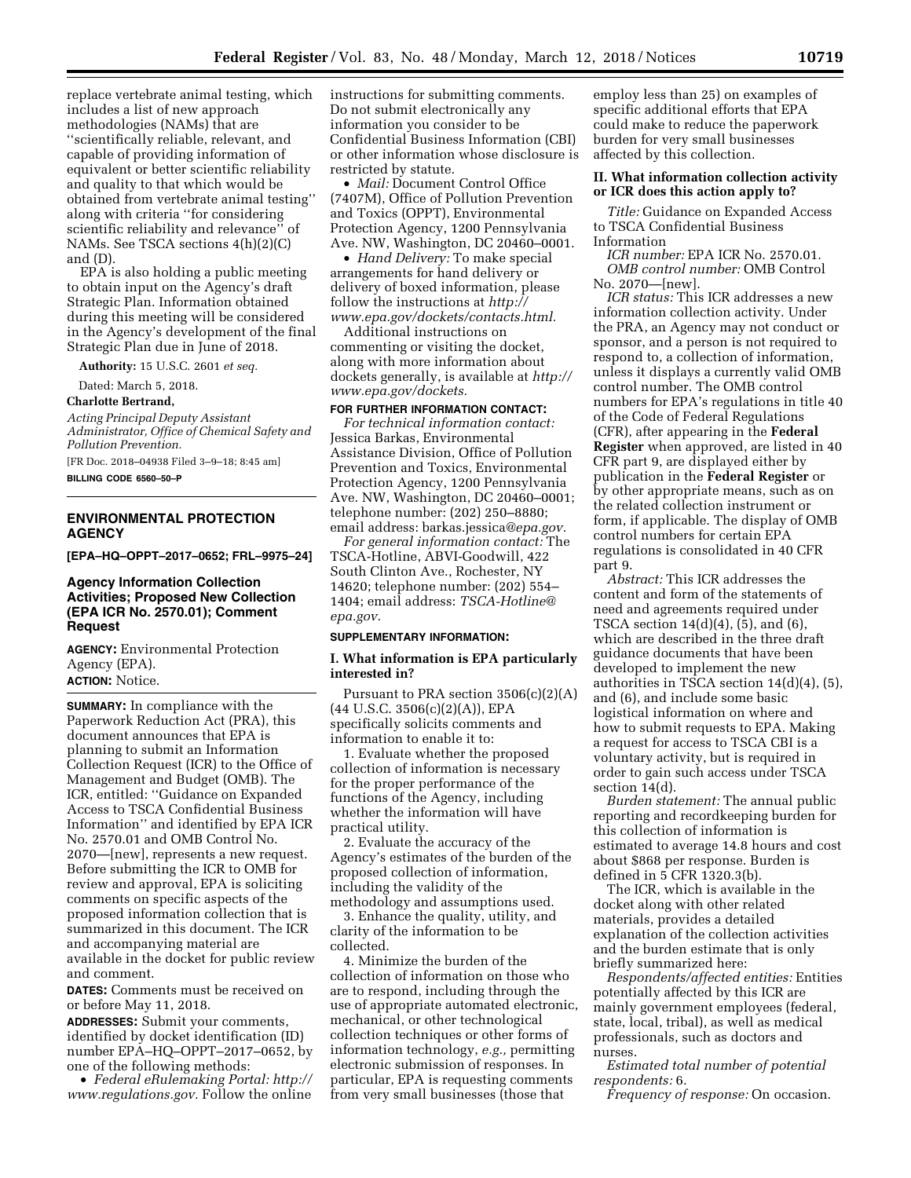replace vertebrate animal testing, which includes a list of new approach methodologies (NAMs) that are ''scientifically reliable, relevant, and capable of providing information of equivalent or better scientific reliability and quality to that which would be obtained from vertebrate animal testing'' along with criteria ''for considering scientific reliability and relevance'' of NAMs. See TSCA sections 4(h)(2)(C) and (D).

EPA is also holding a public meeting to obtain input on the Agency's draft Strategic Plan. Information obtained during this meeting will be considered in the Agency's development of the final Strategic Plan due in June of 2018.

**Authority:** 15 U.S.C. 2601 *et seq.*

Dated: March 5, 2018.

**Charlotte Bertrand,**

*Acting Principal Deputy Assistant Administrator, Office of Chemical Safety and Pollution Prevention.*

[FR Doc. 2018–04938 Filed 3–9–18; 8:45 am]

**BILLING CODE 6560–50–P**

---

## ENVIRONMENTAL PROTECTION AGENCY

**[EPA–HQ–OPPT–2017–0652; FRL–9975–24]**

### Agency Information Collection Activities; Proposed New Collection (EPA ICR No. 2570.01); Comment Request

**AGENCY:** Environmental Protection Agency (EPA).

**ACTION:** Notice.

**SUMMARY:** In compliance with the Paperwork Reduction Act (PRA), this document announces that EPA is planning to submit an Information Collection Request (ICR) to the Office of Management and Budget (OMB). The ICR, entitled: ''Guidance on Expanded Access to TSCA Confidential Business Information'' and identified by EPA ICR No. 2570.01 and OMB Control No. 2070—[new], represents a new request. Before submitting the ICR to OMB for review and approval, EPA is soliciting comments on specific aspects of the proposed information collection that is summarized in this document. The ICR and accompanying material are available in the docket for public review and comment.

**DATES:** Comments must be received on or before May 11, 2018.

**ADDRESSES:** Submit your comments, identified by docket identification (ID) number EPA–HQ–OPPT–2017–0652, by one of the following methods:

- *Federal eRulemaking Portal: http://www.regulations.gov.* Follow the online instructions for submitting comments. Do not submit electronically any information you consider to be Confidential Business Information (CBI) or other information whose disclosure is restricted by statute.
- *Mail:* Document Control Office (7407M), Office of Pollution Prevention and Toxics (OPPT), Environmental Protection Agency, 1200 Pennsylvania Ave. NW, Washington, DC 20460–0001.
- *Hand Delivery:* To make special arrangements for hand delivery or delivery of boxed information, please follow the instructions at *http://www.epa.gov/dockets/contacts.html.*

Additional instructions on commenting or visiting the docket, along with more information about dockets generally, is available at *http://www.epa.gov/dockets.*

**FOR FURTHER INFORMATION CONTACT:**

*For technical information contact:* Jessica Barkas, Environmental Assistance Division, Office of Pollution Prevention and Toxics, Environmental Protection Agency, 1200 Pennsylvania Ave. NW, Washington, DC 20460–0001; telephone number: (202) 250–8880; email address: *barkas.jessica@epa.gov.*

*For general information contact:* The TSCA-Hotline, ABVI-Goodwill, 422 South Clinton Ave., Rochester, NY 14620; telephone number: (202) 554–1404; email address: *TSCA-Hotline@epa.gov.*

**SUPPLEMENTARY INFORMATION:**

### I. What information is EPA particularly interested in?

Pursuant to PRA section 3506(c)(2)(A) (44 U.S.C. 3506(c)(2)(A)), EPA specifically solicits comments and information to enable it to:

1. Evaluate whether the proposed collection of information is necessary for the proper performance of the functions of the Agency, including whether the information will have practical utility.
2. Evaluate the accuracy of the Agency's estimates of the burden of the proposed collection of information, including the validity of the methodology and assumptions used.
3. Enhance the quality, utility, and clarity of the information to be collected.
4. Minimize the burden of the collection of information on those who are to respond, including through the use of appropriate automated electronic, mechanical, or other technological collection techniques or other forms of information technology, *e.g.,* permitting electronic submission of responses. In particular, EPA is requesting comments from very small businesses (those that employ less than 25) on examples of specific additional efforts that EPA could make to reduce the paperwork burden for very small businesses affected by this collection.

### II. What information collection activity or ICR does this action apply to?

*Title:* Guidance on Expanded Access to TSCA Confidential Business Information

*ICR number:* EPA ICR No. 2570.01.

*OMB control number:* OMB Control No. 2070—[new].

*ICR status:* This ICR addresses a new information collection activity. Under the PRA, an Agency may not conduct or sponsor, and a person is not required to respond to, a collection of information, unless it displays a currently valid OMB control number. The OMB control numbers for EPA's regulations in title 40 of the Code of Federal Regulations (CFR), after appearing in the **Federal Register** when approved, are listed in 40 CFR part 9, are displayed either by publication in the **Federal Register** or by other appropriate means, such as on the related collection instrument or form, if applicable. The display of OMB control numbers for certain EPA regulations is consolidated in 40 CFR part 9.

*Abstract:* This ICR addresses the content and form of the statements of need and agreements required under TSCA section 14(d)(4), (5), and (6), which are described in the three draft guidance documents that have been developed to implement the new authorities in TSCA section 14(d)(4), (5), and (6), and include some basic logistical information on where and how to submit requests to EPA. Making a request for access to TSCA CBI is a voluntary activity, but is required in order to gain such access under TSCA section 14(d).

*Burden statement:* The annual public reporting and recordkeeping burden for this collection of information is estimated to average 14.8 hours and cost about $868 per response. Burden is defined in 5 CFR 1320.3(b).

The ICR, which is available in the docket along with other related materials, provides a detailed explanation of the collection activities and the burden estimate that is only briefly summarized here:

*Respondents/affected entities:* Entities potentially affected by this ICR are mainly government employees (federal, state, local, tribal), as well as medical professionals, such as doctors and nurses.

*Estimated total number of potential respondents:* 6.

*Frequency of response:* On occasion.